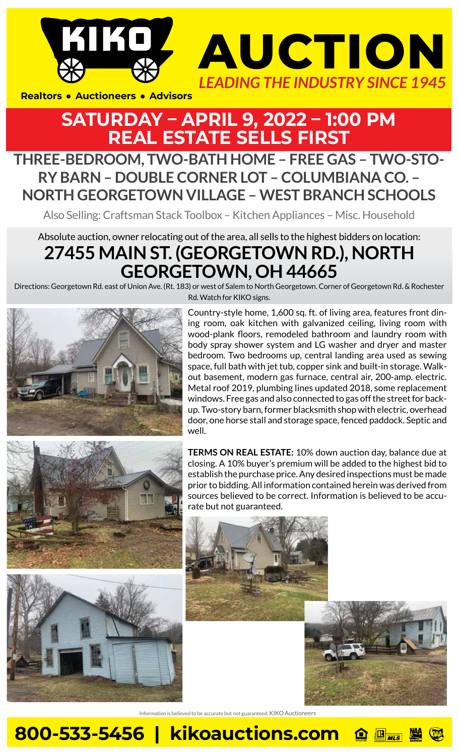# KIKO AUCTION

*LEADING THE INDUSTRY SINCE 1945*

**Realtors • Auctioneers • Advisors**

## SATURDAY – APRIL 9, 2022 – 1:00 PM
## REAL ESTATE SELLS FIRST

### THREE-BEDROOM, TWO-BATH HOME – FREE GAS – TWO-STORY BARN – DOUBLE CORNER LOT – COLUMBIANA CO. – NORTH GEORGETOWN VILLAGE – WEST BRANCH SCHOOLS

Also Selling: Craftsman Stack Toolbox – Kitchen Appliances – Misc. Household

Absolute auction, owner relocating out of the area, all sells to the highest bidders on location:

## 27455 MAIN ST. (GEORGETOWN RD.), NORTH GEORGETOWN, OH 44665

Directions: Georgetown Rd. east of Union Ave. (Rt. 183) or west of Salem to North Georgetown. Corner of Georgetown Rd. & Rochester Rd. Watch for KIKO signs.

Country-style home, 1,600 sq. ft. of living area, features front dining room, oak kitchen with galvanized ceiling, living room with wood-plank floors, remodeled bathroom and laundry room with body spray shower system and LG washer and dryer and master bedroom. Two bedrooms up, central landing area used as sewing space, full bath with jet tub, copper sink and built-in storage. Walk-out basement, modern gas furnace, central air, 200-amp. electric. Metal roof 2019, plumbing lines updated 2018, some replacement windows. Free gas and also connected to gas off the street for back-up. Two-story barn, former blacksmith shop with electric, overhead door, one horse stall and storage space, fenced paddock. Septic and well.

**TERMS ON REAL ESTATE:** 10% down auction day, balance due at closing. A 10% buyer's premium will be added to the highest bid to establish the purchase price. Any desired inspections must be made prior to bidding. All information contained herein was derived from sources believed to be correct. Information is believed to be accurate but not guaranteed.

Information is believed to be accurate but not guaranteed. KIKO Auctioneers

**800-533-5456 | kikoauctions.com**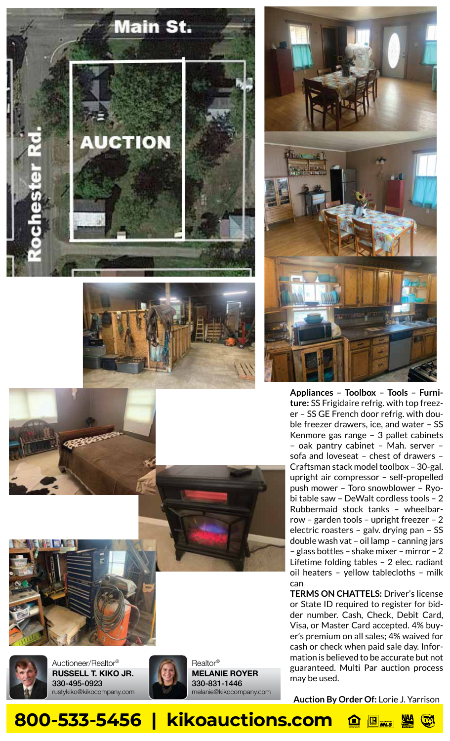**Appliances – Toolbox – Tools – Furniture:** SS Frigidaire refrig. with top freezer – SS GE French door refrig. with double freezer drawers, ice, and water – SS Kenmore gas range – 3 pallet cabinets – oak pantry cabinet – Mah. server – sofa and loveseat – chest of drawers – Craftsman stack model toolbox – 30-gal. upright air compressor – self-propelled push mower – Toro snowblower – Ryobi table saw – DeWalt cordless tools – 2 Rubbermaid stock tanks – wheelbarrow – garden tools – upright freezer – 2 electric roasters – galv. drying pan – SS double wash vat – oil lamp – canning jars – glass bottles – shake mixer – mirror – 2 Lifetime folding tables – 2 elec. radiant oil heaters – yellow tablecloths – milk can

**TERMS ON CHATTELS:** Driver's license or State ID required to register for bidder number. Cash, Check, Debit Card, Visa, or Master Card accepted. 4% buyer's premium on all sales; 4% waived for cash or check when paid sale day. Information is believed to be accurate but not guaranteed. Multi Par auction process may be used.

**Auction By Order Of:** Lorie J. Yarrison

Auctioneer/Realtor®
**RUSSELL T. KIKO JR.**
**330-495-0923**
rustykiko@kikocompany.com

Realtor®
**MELANIE ROYER**
**330-831-1446**
melanie@kikocompany.com

**800-533-5456 | kikoauctions.com**